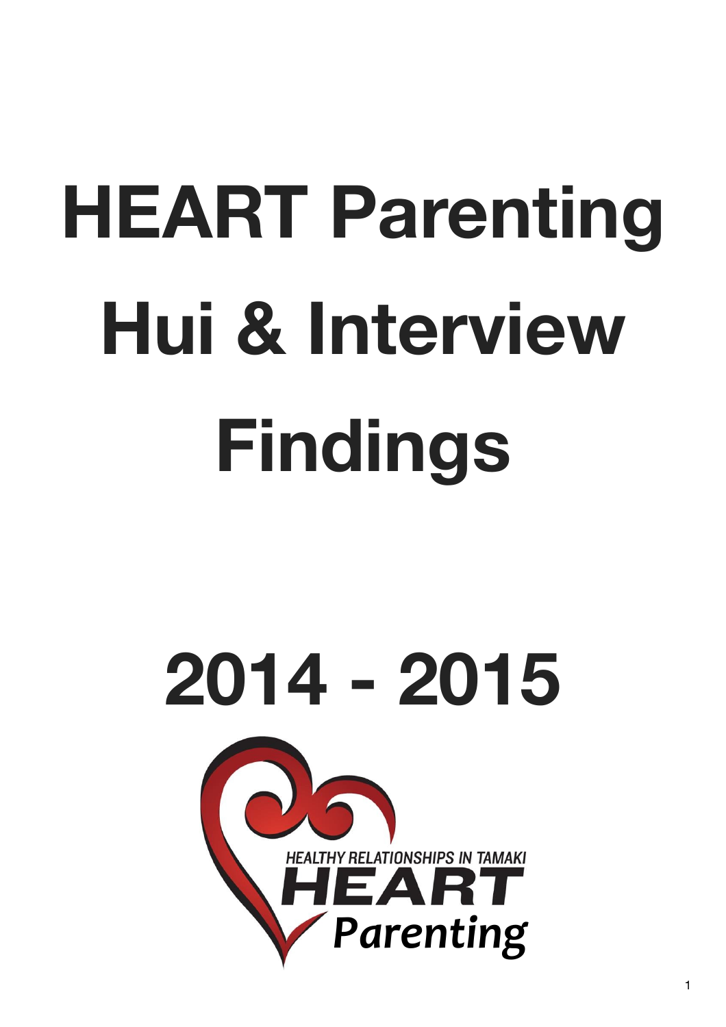# HEART Parenting Hui & Interview Findings

# 2014 - 2015

HEALTHY RELATIONSHIPS IN TAMAKI

HEART

*Parenting*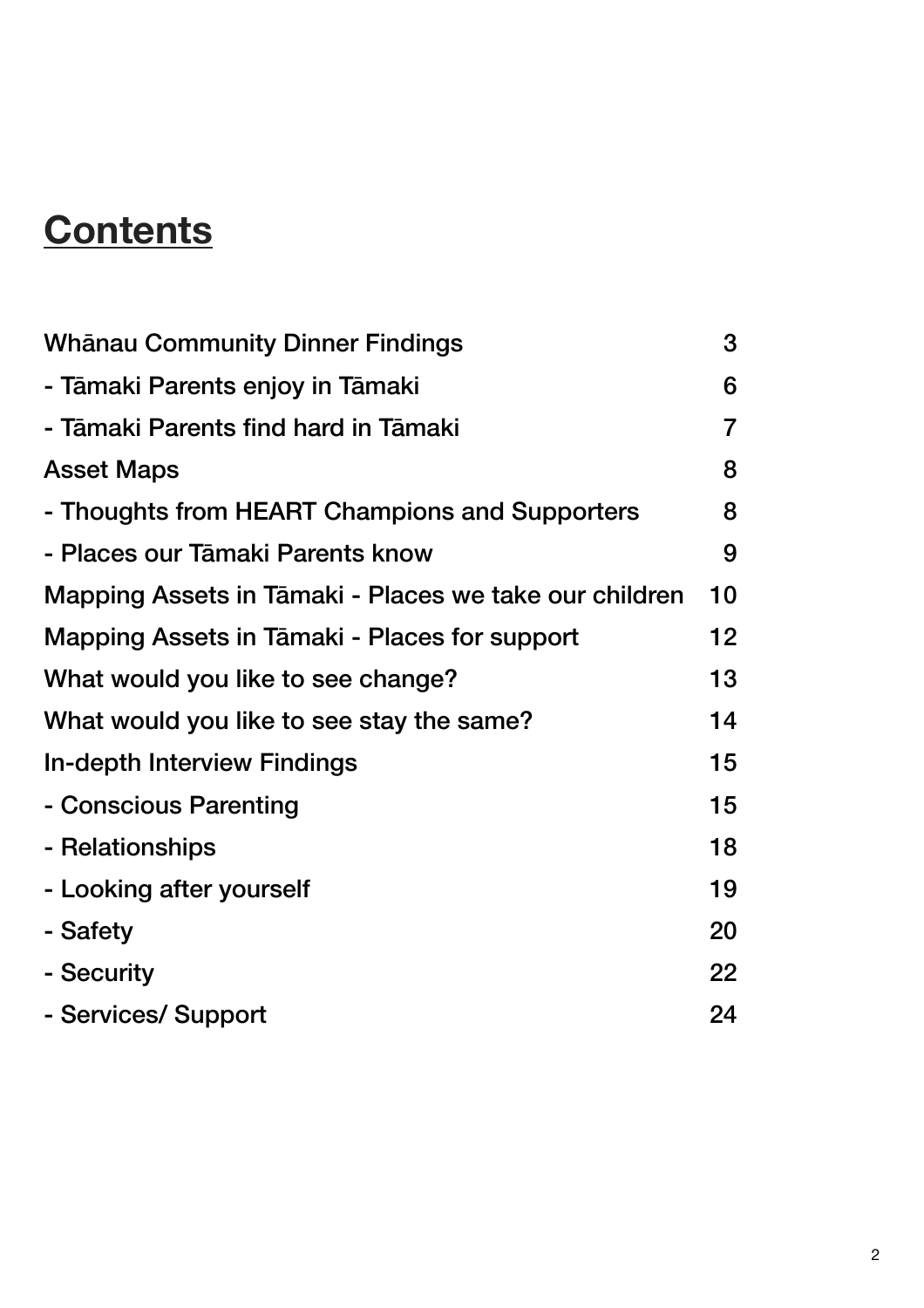# Contents

| | |
|---|---|
| Whānau Community Dinner Findings | 3 |
| - Tāmaki Parents enjoy in Tāmaki | 6 |
| - Tāmaki Parents find hard in Tāmaki | 7 |
| Asset Maps | 8 |
| - Thoughts from HEART Champions and Supporters | 8 |
| - Places our Tāmaki Parents know | 9 |
| Mapping Assets in Tāmaki - Places we take our children | 10 |
| Mapping Assets in Tāmaki - Places for support | 12 |
| What would you like to see change? | 13 |
| What would you like to see stay the same? | 14 |
| In-depth Interview Findings | 15 |
| - Conscious Parenting | 15 |
| - Relationships | 18 |
| - Looking after yourself | 19 |
| - Safety | 20 |
| - Security | 22 |
| - Services/ Support | 24 |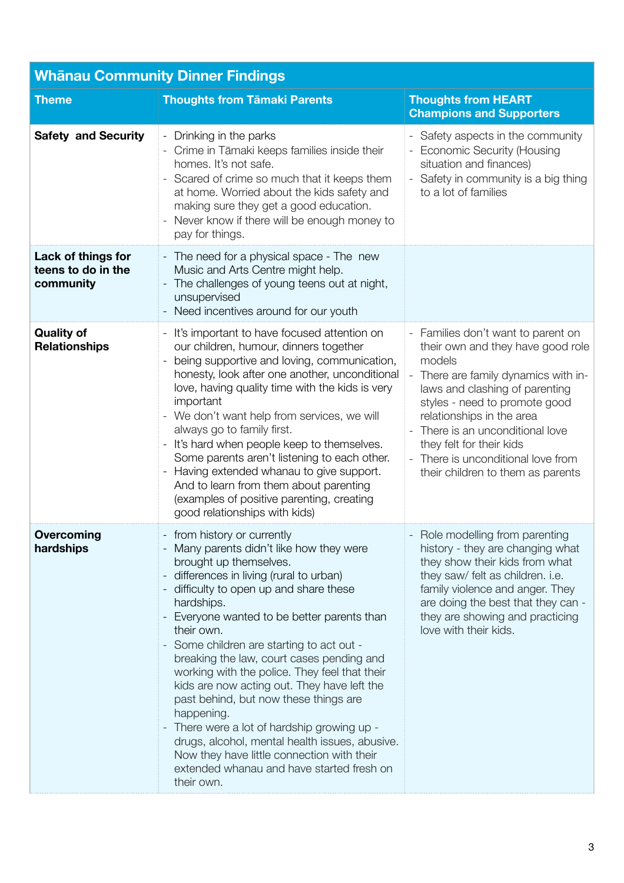## Whānau Community Dinner Findings

| Theme | Thoughts from Tāmaki Parents | Thoughts from HEART Champions and Supporters |
|---|---|---|
| **Safety and Security** | - Drinking in the parks<br>- Crime in Tāmaki keeps families inside their homes. It's not safe.<br>- Scared of crime so much that it keeps them at home. Worried about the kids safety and making sure they get a good education.<br>- Never know if there will be enough money to pay for things. | - Safety aspects in the community<br>- Economic Security (Housing situation and finances)<br>- Safety in community is a big thing to a lot of families |
| **Lack of things for teens to do in the community** | - The need for a physical space - The new Music and Arts Centre might help.<br>- The challenges of young teens out at night, unsupervised<br>- Need incentives around for our youth | |
| **Quality of Relationships** | - It's important to have focused attention on our children, humour, dinners together<br>- being supportive and loving, communication, honesty, look after one another, unconditional love, having quality time with the kids is very important<br>- We don't want help from services, we will always go to family first.<br>- It's hard when people keep to themselves. Some parents aren't listening to each other.<br>- Having extended whanau to give support. And to learn from them about parenting (examples of positive parenting, creating good relationships with kids) | - Families don't want to parent on their own and they have good role models<br>- There are family dynamics with in-laws and clashing of parenting styles - need to promote good relationships in the area<br>- There is an unconditional love they felt for their kids<br>- There is unconditional love from their children to them as parents |
| **Overcoming hardships** | - from history or currently<br>- Many parents didn't like how they were brought up themselves.<br>- differences in living (rural to urban)<br>- difficulty to open up and share these hardships.<br>- Everyone wanted to be better parents than their own.<br>- Some children are starting to act out - breaking the law, court cases pending and working with the police. They feel that their kids are now acting out. They have left the past behind, but now these things are happening.<br>- There were a lot of hardship growing up - drugs, alcohol, mental health issues, abusive. Now they have little connection with their extended whanau and have started fresh on their own. | - Role modelling from parenting history - they are changing what they show their kids from what they saw/ felt as children. i.e. family violence and anger. They are doing the best that they can - they are showing and practicing love with their kids. |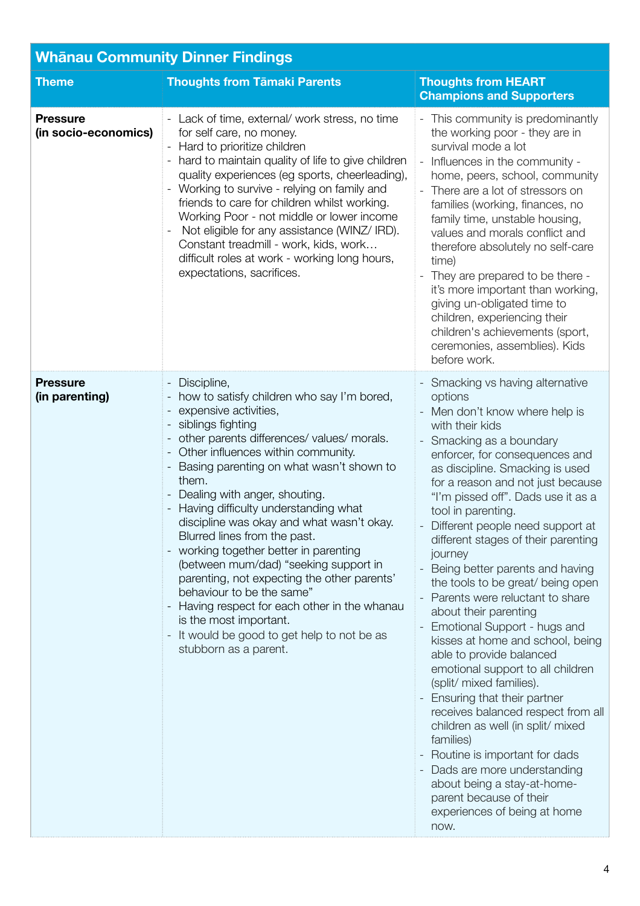## Whānau Community Dinner Findings

| Theme | Thoughts from Tāmaki Parents | Thoughts from HEART Champions and Supporters |
|---|---|---|
| **Pressure (in socio-economics)** | - Lack of time, external/ work stress, no time for self care, no money.<br>- Hard to prioritize children<br>- hard to maintain quality of life to give children quality experiences (eg sports, cheerleading),<br>- Working to survive - relying on family and friends to care for children whilst working. Working Poor - not middle or lower income<br>- Not eligible for any assistance (WINZ/ IRD). Constant treadmill - work, kids, work… difficult roles at work - working long hours, expectations, sacrifices. | - This community is predominantly the working poor - they are in survival mode a lot<br>- Influences in the community - home, peers, school, community<br>- There are a lot of stressors on families (working, finances, no family time, unstable housing, values and morals conflict and therefore absolutely no self-care time)<br>- They are prepared to be there - it's more important than working, giving un-obligated time to children, experiencing their children's achievements (sport, ceremonies, assemblies). Kids before work. |
| **Pressure (in parenting)** | - Discipline,<br>- how to satisfy children who say I'm bored,<br>- expensive activities,<br>- siblings fighting<br>- other parents differences/ values/ morals.<br>- Other influences within community.<br>- Basing parenting on what wasn't shown to them.<br>- Dealing with anger, shouting.<br>- Having difficulty understanding what discipline was okay and what wasn't okay. Blurred lines from the past.<br>- working together better in parenting (between mum/dad) "seeking support in parenting, not expecting the other parents' behaviour to be the same"<br>- Having respect for each other in the whanau is the most important.<br>- It would be good to get help to not be as stubborn as a parent. | - Smacking vs having alternative options<br>- Men don't know where help is with their kids<br>- Smacking as a boundary enforcer, for consequences and as discipline. Smacking is used for a reason and not just because "I'm pissed off". Dads use it as a tool in parenting.<br>- Different people need support at different stages of their parenting journey<br>- Being better parents and having the tools to be great/ being open<br>- Parents were reluctant to share about their parenting<br>- Emotional Support - hugs and kisses at home and school, being able to provide balanced emotional support to all children (split/ mixed families).<br>- Ensuring that their partner receives balanced respect from all children as well (in split/ mixed families)<br>- Routine is important for dads<br>- Dads are more understanding about being a stay-at-home-parent because of their experiences of being at home now. |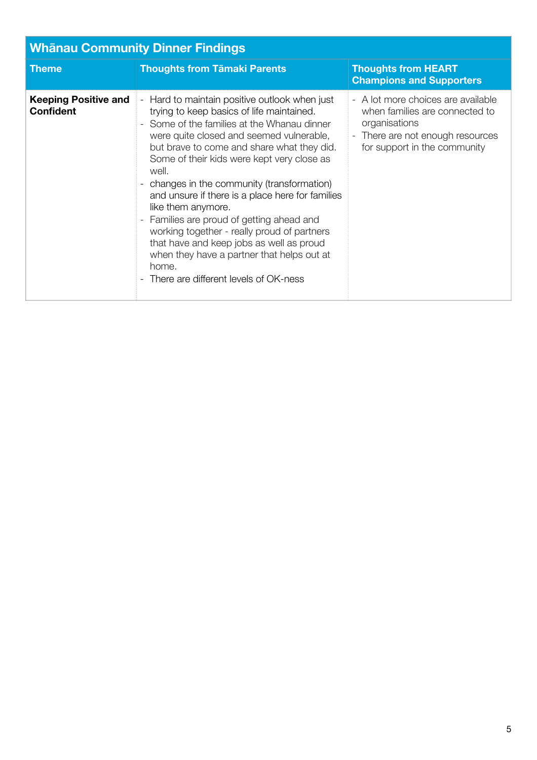| Whānau Community Dinner Findings | | |
|---|---|---|
| **Theme** | **Thoughts from Tāmaki Parents** | **Thoughts from HEART Champions and Supporters** |
| **Keeping Positive and Confident** | - Hard to maintain positive outlook when just trying to keep basics of life maintained.<br>- Some of the families at the Whanau dinner were quite closed and seemed vulnerable, but brave to come and share what they did. Some of their kids were kept very close as well.<br>- changes in the community (transformation) and unsure if there is a place here for families like them anymore.<br>- Families are proud of getting ahead and working together - really proud of partners that have and keep jobs as well as proud when they have a partner that helps out at home.<br>- There are different levels of OK-ness | - A lot more choices are available when families are connected to organisations<br>- There are not enough resources for support in the community |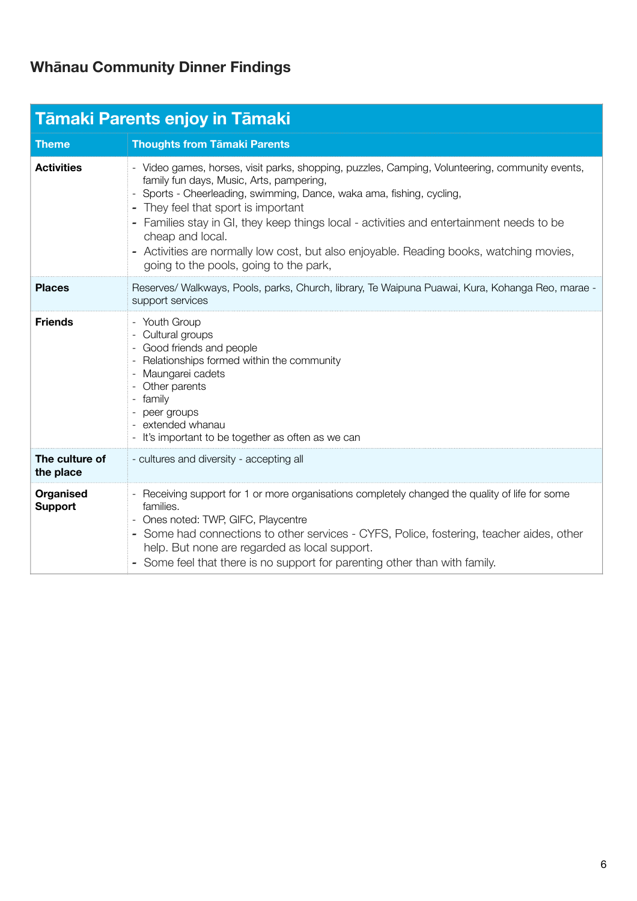## Whānau Community Dinner Findings

| Tāmaki Parents enjoy in Tāmaki | |
|---|---|
| **Theme** | **Thoughts from Tāmaki Parents** |
| **Activities** | - Video games, horses, visit parks, shopping, puzzles, Camping, Volunteering, community events, family fun days, Music, Arts, pampering,<br>- Sports - Cheerleading, swimming, Dance, waka ama, fishing, cycling,<br>- They feel that sport is important<br>- Families stay in GI, they keep things local - activities and entertainment needs to be cheap and local.<br>- Activities are normally low cost, but also enjoyable. Reading books, watching movies, going to the pools, going to the park, |
| **Places** | Reserves/ Walkways, Pools, parks, Church, library, Te Waipuna Puawai, Kura, Kohanga Reo, marae - support services |
| **Friends** | - Youth Group<br>- Cultural groups<br>- Good friends and people<br>- Relationships formed within the community<br>- Maungarei cadets<br>- Other parents<br>- family<br>- peer groups<br>- extended whanau<br>- It's important to be together as often as we can |
| **The culture of the place** | - cultures and diversity - accepting all |
| **Organised Support** | - Receiving support for 1 or more organisations completely changed the quality of life for some families.<br>- Ones noted: TWP, GIFC, Playcentre<br>- Some had connections to other services - CYFS, Police, fostering, teacher aides, other help. But none are regarded as local support.<br>- Some feel that there is no support for parenting other than with family. |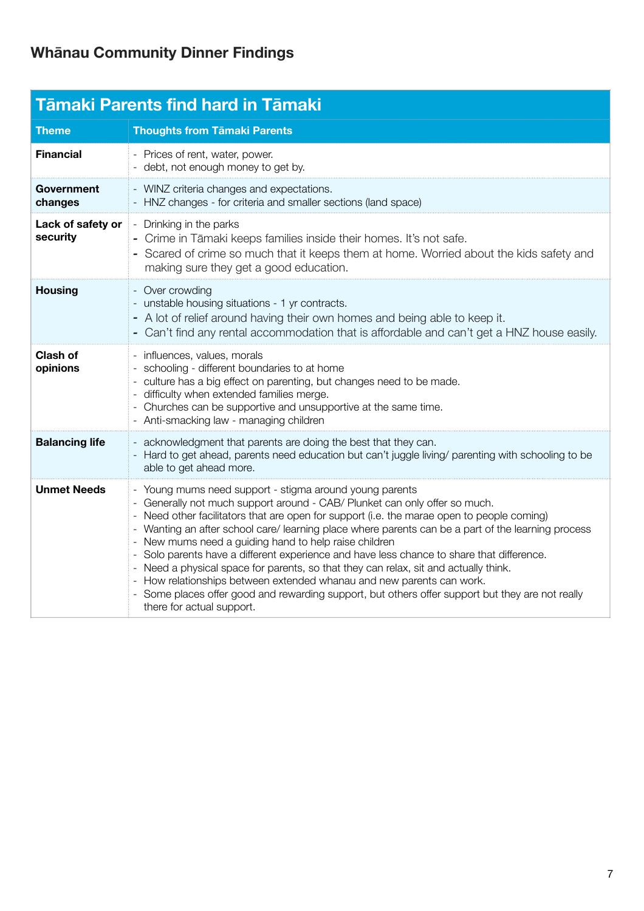## Whānau Community Dinner Findings

| Tāmaki Parents find hard in Tāmaki | |
|---|---|
| **Theme** | **Thoughts from Tāmaki Parents** |
| **Financial** | - Prices of rent, water, power.<br>- debt, not enough money to get by. |
| **Government changes** | - WINZ criteria changes and expectations.<br>- HNZ changes - for criteria and smaller sections (land space) |
| **Lack of safety or security** | - Drinking in the parks<br>- Crime in Tāmaki keeps families inside their homes. It's not safe.<br>- Scared of crime so much that it keeps them at home. Worried about the kids safety and making sure they get a good education. |
| **Housing** | - Over crowding<br>- unstable housing situations - 1 yr contracts.<br>- A lot of relief around having their own homes and being able to keep it.<br>- Can't find any rental accommodation that is affordable and can't get a HNZ house easily. |
| **Clash of opinions** | - influences, values, morals<br>- schooling - different boundaries to at home<br>- culture has a big effect on parenting, but changes need to be made.<br>- difficulty when extended families merge.<br>- Churches can be supportive and unsupportive at the same time.<br>- Anti-smacking law - managing children |
| **Balancing life** | - acknowledgment that parents are doing the best that they can.<br>- Hard to get ahead, parents need education but can't juggle living/ parenting with schooling to be able to get ahead more. |
| **Unmet Needs** | - Young mums need support - stigma around young parents<br>- Generally not much support around - CAB/ Plunket can only offer so much.<br>- Need other facilitators that are open for support (i.e. the marae open to people coming)<br>- Wanting an after school care/ learning place where parents can be a part of the learning process<br>- New mums need a guiding hand to help raise children<br>- Solo parents have a different experience and have less chance to share that difference.<br>- Need a physical space for parents, so that they can relax, sit and actually think.<br>- How relationships between extended whanau and new parents can work.<br>- Some places offer good and rewarding support, but others offer support but they are not really there for actual support. |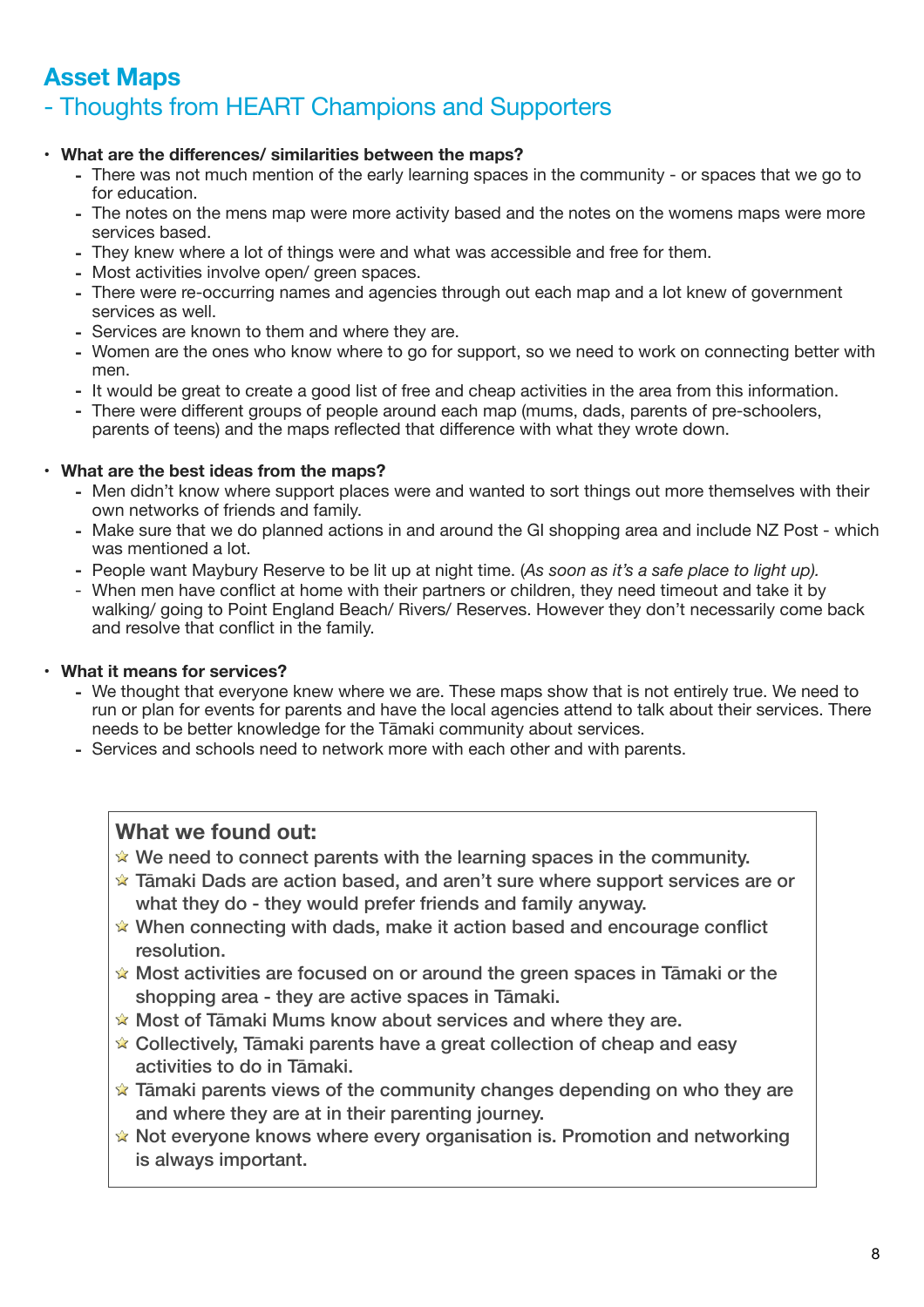# Asset Maps

## - Thoughts from HEART Champions and Supporters

- **What are the differences/ similarities between the maps?**
  - There was not much mention of the early learning spaces in the community - or spaces that we go to for education.
  - The notes on the mens map were more activity based and the notes on the womens maps were more services based.
  - They knew where a lot of things were and what was accessible and free for them.
  - Most activities involve open/ green spaces.
  - There were re-occurring names and agencies through out each map and a lot knew of government services as well.
  - Services are known to them and where they are.
  - Women are the ones who know where to go for support, so we need to work on connecting better with men.
  - It would be great to create a good list of free and cheap activities in the area from this information.
  - There were different groups of people around each map (mums, dads, parents of pre-schoolers, parents of teens) and the maps reflected that difference with what they wrote down.

- **What are the best ideas from the maps?**
  - Men didn't know where support places were and wanted to sort things out more themselves with their own networks of friends and family.
  - Make sure that we do planned actions in and around the GI shopping area and include NZ Post - which was mentioned a lot.
  - People want Maybury Reserve to be lit up at night time. (*As soon as it's a safe place to light up).*
  - When men have conflict at home with their partners or children, they need timeout and take it by walking/ going to Point England Beach/ Rivers/ Reserves. However they don't necessarily come back and resolve that conflict in the family.

- **What it means for services?**
  - We thought that everyone knew where we are. These maps show that is not entirely true. We need to run or plan for events for parents and have the local agencies attend to talk about their services. There needs to be better knowledge for the Tāmaki community about services.
  - Services and schools need to network more with each other and with parents.

**What we found out:**

- ☆ We need to connect parents with the learning spaces in the community.
- ☆ Tāmaki Dads are action based, and aren't sure where support services are or what they do - they would prefer friends and family anyway.
- ☆ When connecting with dads, make it action based and encourage conflict resolution.
- ☆ Most activities are focused on or around the green spaces in Tāmaki or the shopping area - they are active spaces in Tāmaki.
- ☆ Most of Tāmaki Mums know about services and where they are.
- ☆ Collectively, Tāmaki parents have a great collection of cheap and easy activities to do in Tāmaki.
- ☆ Tāmaki parents views of the community changes depending on who they are and where they are at in their parenting journey.
- ☆ Not everyone knows where every organisation is. Promotion and networking is always important.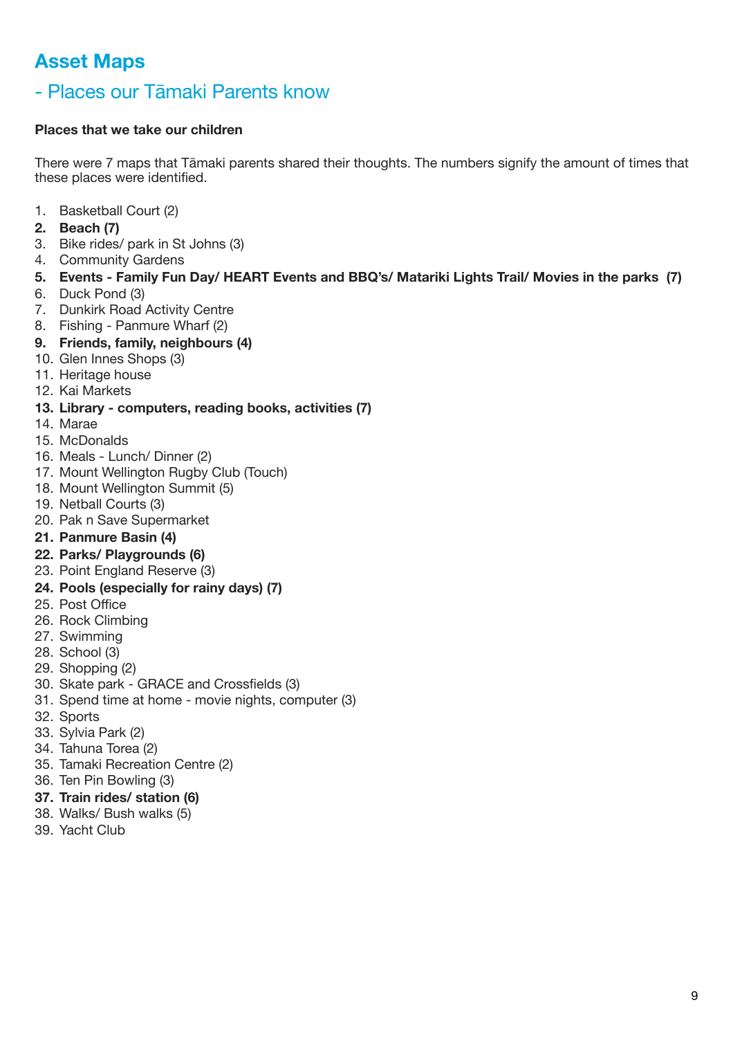# Asset Maps

## - Places our Tāmaki Parents know

**Places that we take our children**

There were 7 maps that Tāmaki parents shared their thoughts. The numbers signify the amount of times that these places were identified.

1. Basketball Court (2)
2. **Beach (7)**
3. Bike rides/ park in St Johns (3)
4. Community Gardens
5. **Events - Family Fun Day/ HEART Events and BBQ's/ Matariki Lights Trail/ Movies in the parks (7)**
6. Duck Pond (3)
7. Dunkirk Road Activity Centre
8. Fishing - Panmure Wharf (2)
9. **Friends, family, neighbours (4)**
10. Glen Innes Shops (3)
11. Heritage house
12. Kai Markets
13. **Library - computers, reading books, activities (7)**
14. Marae
15. McDonalds
16. Meals - Lunch/ Dinner (2)
17. Mount Wellington Rugby Club (Touch)
18. Mount Wellington Summit (5)
19. Netball Courts (3)
20. Pak n Save Supermarket
21. **Panmure Basin (4)**
22. **Parks/ Playgrounds (6)**
23. Point England Reserve (3)
24. **Pools (especially for rainy days) (7)**
25. Post Office
26. Rock Climbing
27. Swimming
28. School (3)
29. Shopping (2)
30. Skate park - GRACE and Crossfields (3)
31. Spend time at home - movie nights, computer (3)
32. Sports
33. Sylvia Park (2)
34. Tahuna Torea (2)
35. Tamaki Recreation Centre (2)
36. Ten Pin Bowling (3)
37. **Train rides/ station (6)**
38. Walks/ Bush walks (5)
39. Yacht Club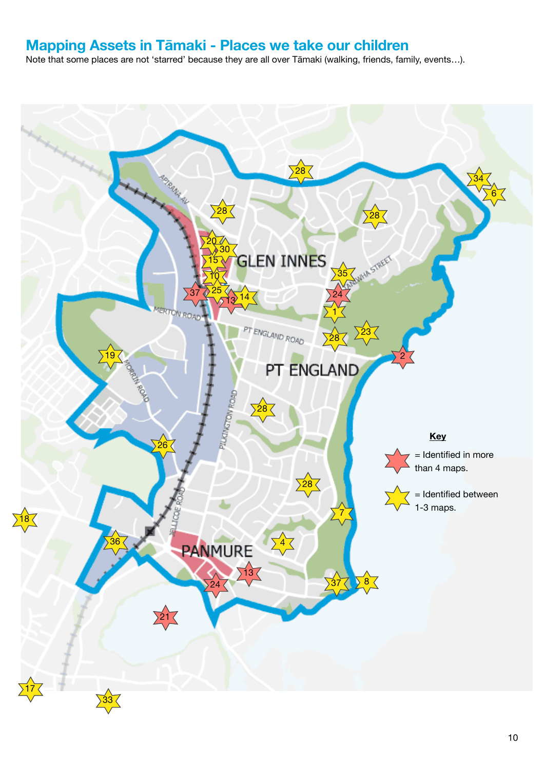## Mapping Assets in Tāmaki - Places we take our children

Note that some places are not 'starred' because they are all over Tāmaki (walking, friends, family, events…).

**Key**

= Identified in more than 4 maps.

= Identified between 1-3 maps.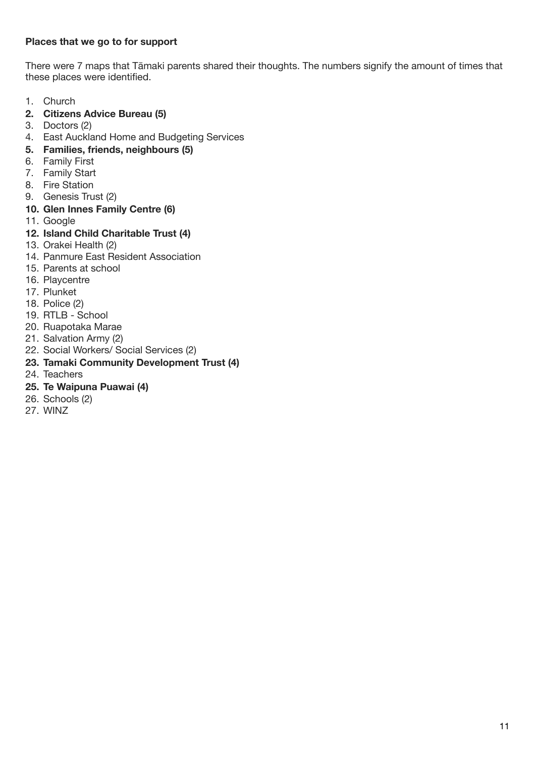**Places that we go to for support**

There were 7 maps that Tāmaki parents shared their thoughts. The numbers signify the amount of times that these places were identified.

1. Church
2. **Citizens Advice Bureau (5)**
3. Doctors (2)
4. East Auckland Home and Budgeting Services
5. **Families, friends, neighbours (5)**
6. Family First
7. Family Start
8. Fire Station
9. Genesis Trust (2)
10. **Glen Innes Family Centre (6)**
11. Google
12. **Island Child Charitable Trust (4)**
13. Orakei Health (2)
14. Panmure East Resident Association
15. Parents at school
16. Playcentre
17. Plunket
18. Police (2)
19. RTLB - School
20. Ruapotaka Marae
21. Salvation Army (2)
22. Social Workers/ Social Services (2)
23. **Tamaki Community Development Trust (4)**
24. Teachers
25. **Te Waipuna Puawai (4)**
26. Schools (2)
27. WINZ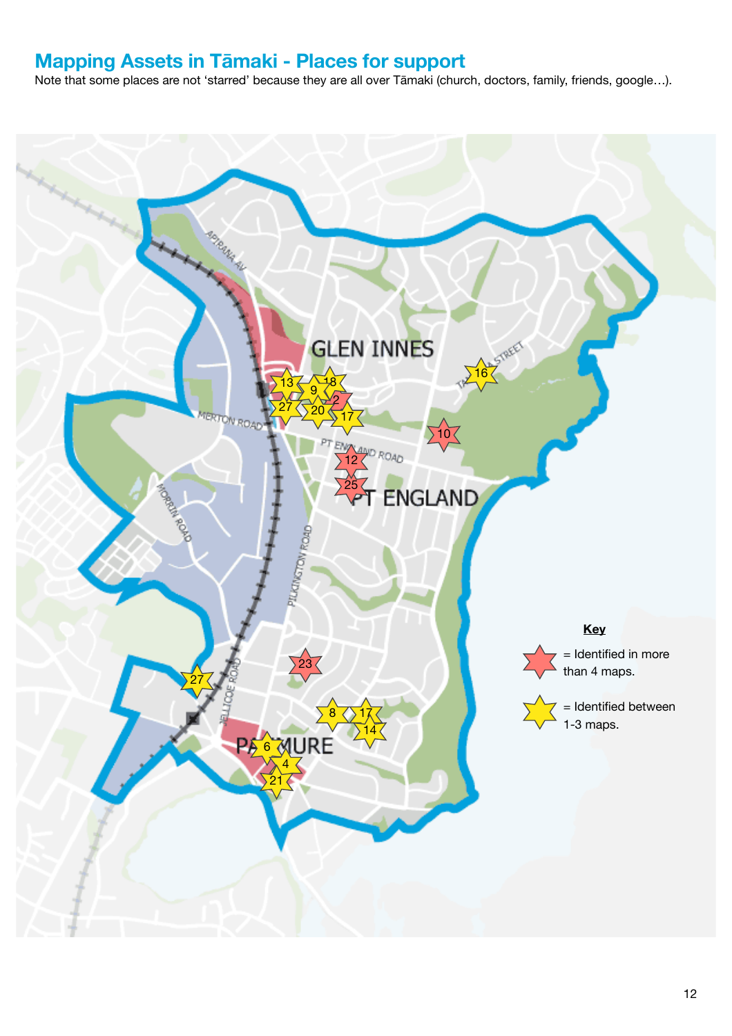## Mapping Assets in Tāmaki - Places for support

Note that some places are not 'starred' because they are all over Tāmaki (church, doctors, family, friends, google…).

**Key**

= Identified in more than 4 maps.

= Identified between 1-3 maps.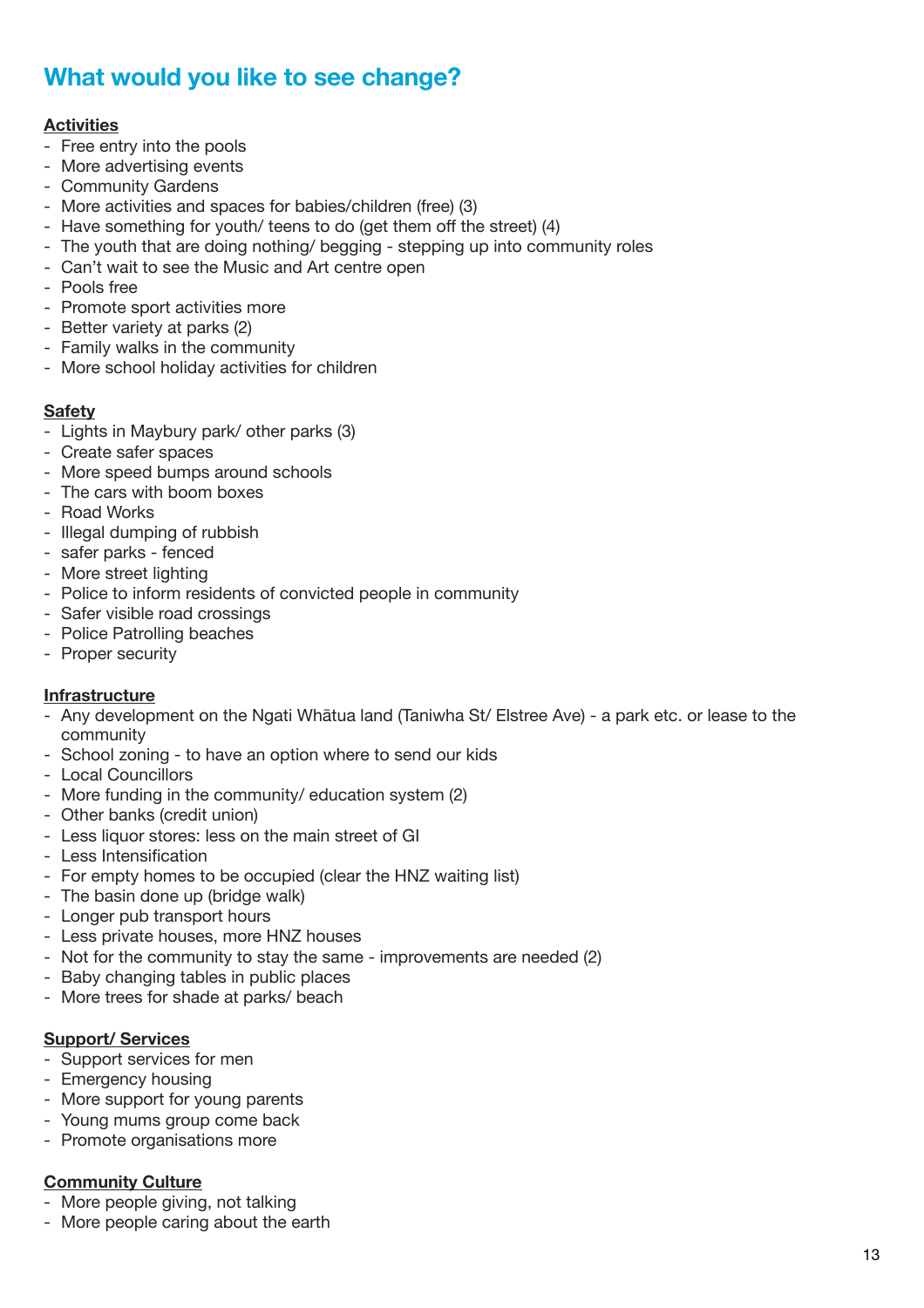## What would you like to see change?

**Activities**

- Free entry into the pools
- More advertising events
- Community Gardens
- More activities and spaces for babies/children (free) (3)
- Have something for youth/ teens to do (get them off the street) (4)
- The youth that are doing nothing/ begging - stepping up into community roles
- Can't wait to see the Music and Art centre open
- Pools free
- Promote sport activities more
- Better variety at parks (2)
- Family walks in the community
- More school holiday activities for children

**Safety**

- Lights in Maybury park/ other parks (3)
- Create safer spaces
- More speed bumps around schools
- The cars with boom boxes
- Road Works
- Illegal dumping of rubbish
- safer parks - fenced
- More street lighting
- Police to inform residents of convicted people in community
- Safer visible road crossings
- Police Patrolling beaches
- Proper security

**Infrastructure**

- Any development on the Ngati Whātua land (Taniwha St/ Elstree Ave) - a park etc. or lease to the community
- School zoning - to have an option where to send our kids
- Local Councillors
- More funding in the community/ education system (2)
- Other banks (credit union)
- Less liquor stores: less on the main street of GI
- Less Intensification
- For empty homes to be occupied (clear the HNZ waiting list)
- The basin done up (bridge walk)
- Longer pub transport hours
- Less private houses, more HNZ houses
- Not for the community to stay the same - improvements are needed (2)
- Baby changing tables in public places
- More trees for shade at parks/ beach

**Support/ Services**

- Support services for men
- Emergency housing
- More support for young parents
- Young mums group come back
- Promote organisations more

**Community Culture**

- More people giving, not talking
- More people caring about the earth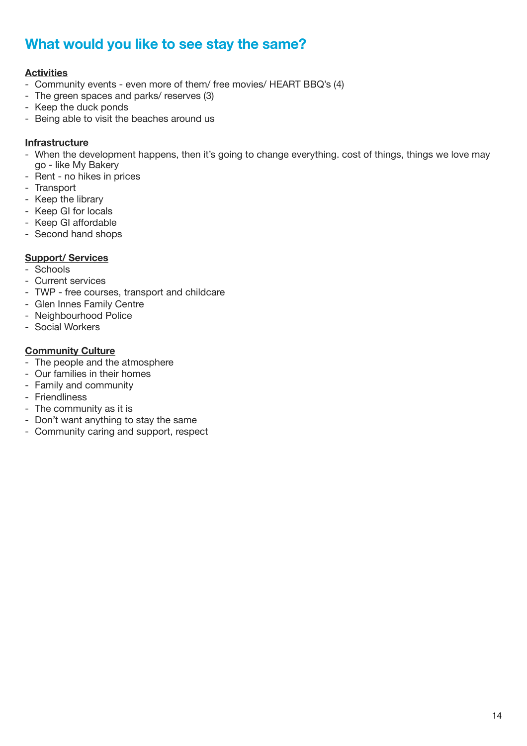## What would you like to see stay the same?

**Activities**

- Community events - even more of them/ free movies/ HEART BBQ's (4)
- The green spaces and parks/ reserves (3)
- Keep the duck ponds
- Being able to visit the beaches around us

**Infrastructure**

- When the development happens, then it's going to change everything. cost of things, things we love may go - like My Bakery
- Rent - no hikes in prices
- Transport
- Keep the library
- Keep GI for locals
- Keep GI affordable
- Second hand shops

**Support/ Services**

- Schools
- Current services
- TWP - free courses, transport and childcare
- Glen Innes Family Centre
- Neighbourhood Police
- Social Workers

**Community Culture**

- The people and the atmosphere
- Our families in their homes
- Family and community
- Friendliness
- The community as it is
- Don't want anything to stay the same
- Community caring and support, respect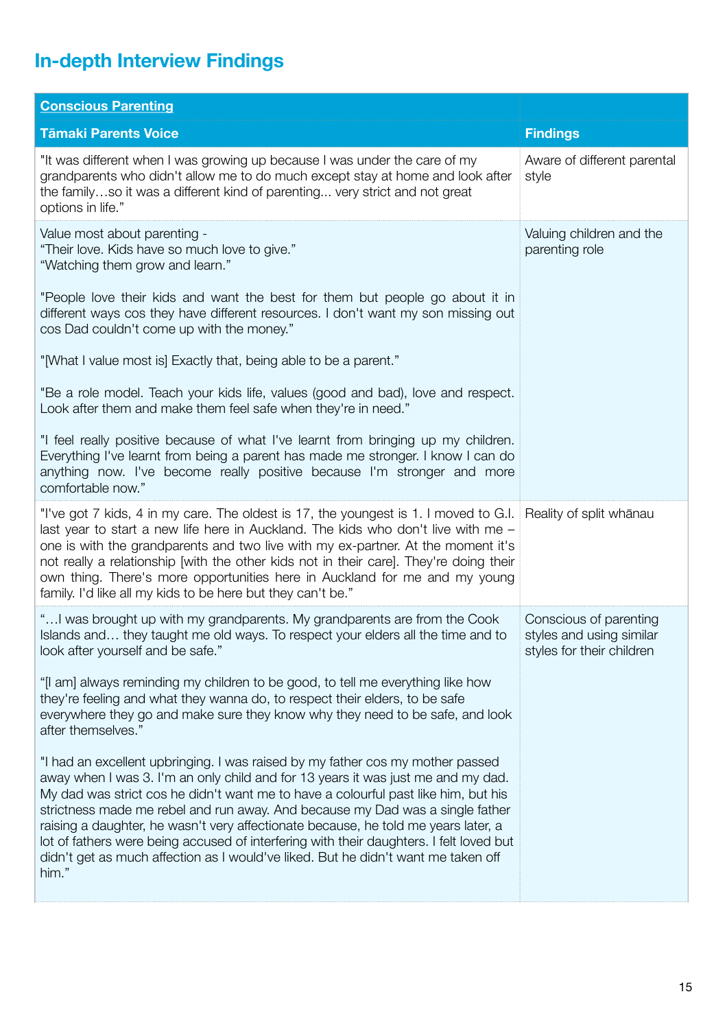## In-depth Interview Findings

| Conscious Parenting | |
|---|---|
| **Tāmaki Parents Voice** | **Findings** |
| "It was different when I was growing up because I was under the care of my grandparents who didn't allow me to do much except stay at home and look after the family…so it was a different kind of parenting... very strict and not great options in life." | Aware of different parental style |
| Value most about parenting - "Their love. Kids have so much love to give." "Watching them grow and learn." <br><br> "People love their kids and want the best for them but people go about it in different ways cos they have different resources. I don't want my son missing out cos Dad couldn't come up with the money." <br><br> "[What I value most is] Exactly that, being able to be a parent." <br><br> "Be a role model. Teach your kids life, values (good and bad), love and respect. Look after them and make them feel safe when they're in need." <br><br> "I feel really positive because of what I've learnt from bringing up my children. Everything I've learnt from being a parent has made me stronger. I know I can do anything now. I've become really positive because I'm stronger and more comfortable now." | Valuing children and the parenting role |
| "I've got 7 kids, 4 in my care. The oldest is 17, the youngest is 1. I moved to G.I. last year to start a new life here in Auckland. The kids who don't live with me – one is with the grandparents and two live with my ex-partner. At the moment it's not really a relationship [with the other kids not in their care]. They're doing their own thing. There's more opportunities here in Auckland for me and my young family. I'd like all my kids to be here but they can't be." | Reality of split whānau |
| "…I was brought up with my grandparents. My grandparents are from the Cook Islands and… they taught me old ways. To respect your elders all the time and to look after yourself and be safe." <br><br> "[I am] always reminding my children to be good, to tell me everything like how they're feeling and what they wanna do, to respect their elders, to be safe everywhere they go and make sure they know why they need to be safe, and look after themselves." <br><br> "I had an excellent upbringing. I was raised by my father cos my mother passed away when I was 3. I'm an only child and for 13 years it was just me and my dad. My dad was strict cos he didn't want me to have a colourful past like him, but his strictness made me rebel and run away. And because my Dad was a single father raising a daughter, he wasn't very affectionate because, he told me years later, a lot of fathers were being accused of interfering with their daughters. I felt loved but didn't get as much affection as I would've liked. But he didn't want me taken off him." | Conscious of parenting styles and using similar styles for their children |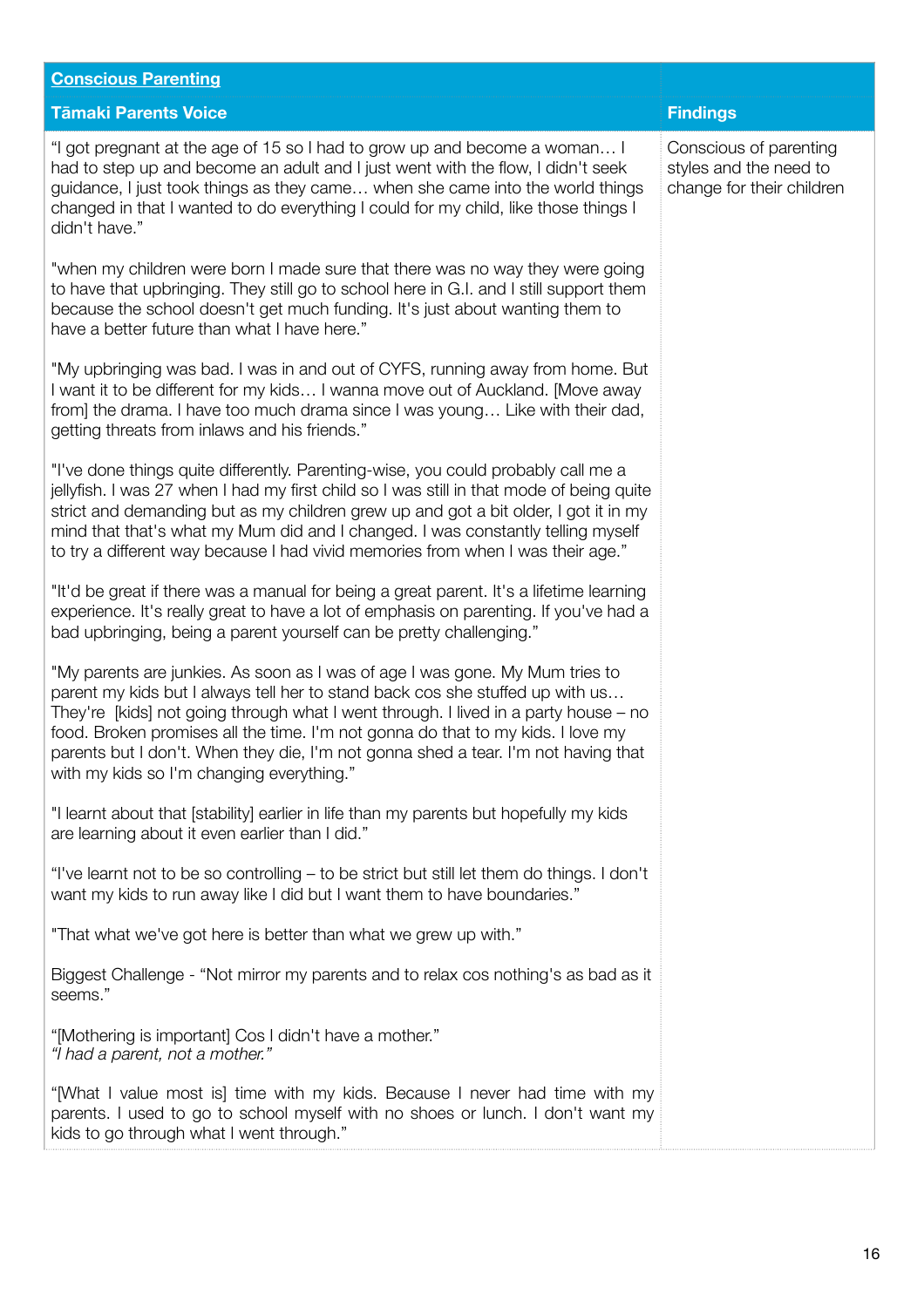| **Conscious Parenting** | |
|---|---|
| **Tāmaki Parents Voice** | **Findings** |
| "I got pregnant at the age of 15 so I had to grow up and become a woman… I had to step up and become an adult and I just went with the flow, I didn't seek guidance, I just took things as they came… when she came into the world things changed in that I wanted to do everything I could for my child, like those things I didn't have."<br><br>"when my children were born I made sure that there was no way they were going to have that upbringing. They still go to school here in G.I. and I still support them because the school doesn't get much funding. It's just about wanting them to have a better future than what I have here."<br><br>"My upbringing was bad. I was in and out of CYFS, running away from home. But I want it to be different for my kids… I wanna move out of Auckland. [Move away from] the drama. I have too much drama since I was young… Like with their dad, getting threats from inlaws and his friends."<br><br>"I've done things quite differently. Parenting-wise, you could probably call me a jellyfish. I was 27 when I had my first child so I was still in that mode of being quite strict and demanding but as my children grew up and got a bit older, I got it in my mind that that's what my Mum did and I changed. I was constantly telling myself to try a different way because I had vivid memories from when I was their age."<br><br>"It'd be great if there was a manual for being a great parent. It's a lifetime learning experience. It's really great to have a lot of emphasis on parenting. If you've had a bad upbringing, being a parent yourself can be pretty challenging."<br><br>"My parents are junkies. As soon as I was of age I was gone. My Mum tries to parent my kids but I always tell her to stand back cos she stuffed up with us… They're [kids] not going through what I went through. I lived in a party house – no food. Broken promises all the time. I'm not gonna do that to my kids. I love my parents but I don't. When they die, I'm not gonna shed a tear. I'm not having that with my kids so I'm changing everything."<br><br>"I learnt about that [stability] earlier in life than my parents but hopefully my kids are learning about it even earlier than I did."<br><br>"I've learnt not to be so controlling – to be strict but still let them do things. I don't want my kids to run away like I did but I want them to have boundaries."<br><br>"That what we've got here is better than what we grew up with."<br><br>Biggest Challenge - "Not mirror my parents and to relax cos nothing's as bad as it seems."<br><br>"[Mothering is important] Cos I didn't have a mother."<br>*"I had a parent, not a mother."*<br><br>"[What I value most is] time with my kids. Because I never had time with my parents. I used to go to school myself with no shoes or lunch. I don't want my kids to go through what I went through." | Conscious of parenting styles and the need to change for their children |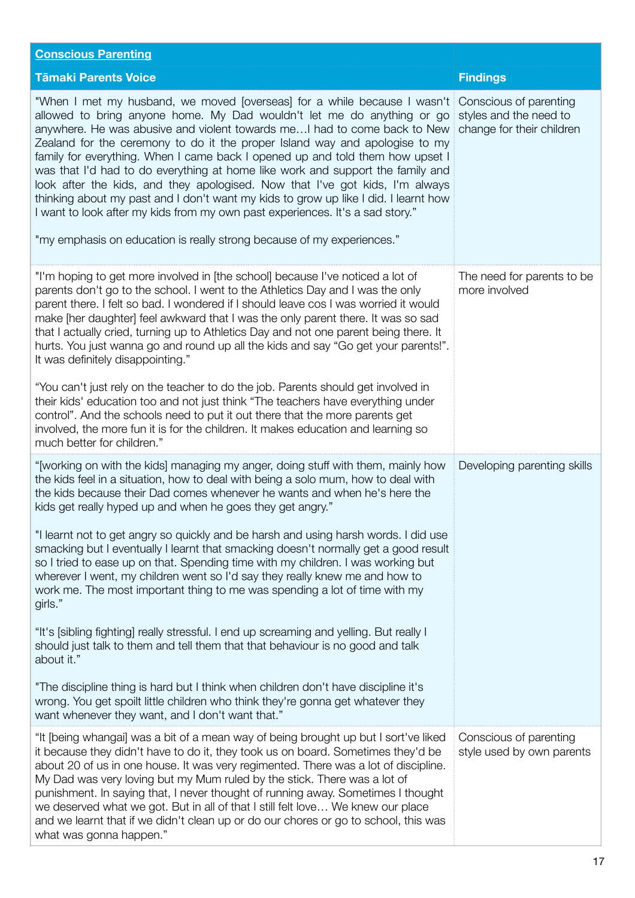| **Conscious Parenting** | |
|---|---|
| **Tāmaki Parents Voice** | **Findings** |
| "When I met my husband, we moved [overseas] for a while because I wasn't allowed to bring anyone home. My Dad wouldn't let me do anything or go anywhere. He was abusive and violent towards me…I had to come back to New Zealand for the ceremony to do it the proper Island way and apologise to my family for everything. When I came back I opened up and told them how upset I was that I'd had to do everything at home like work and support the family and look after the kids, and they apologised. Now that I've got kids, I'm always thinking about my past and I don't want my kids to grow up like I did. I learnt how I want to look after my kids from my own past experiences. It's a sad story."<br><br>"my emphasis on education is really strong because of my experiences." | Conscious of parenting styles and the need to change for their children |
| "I'm hoping to get more involved in [the school] because I've noticed a lot of parents don't go to the school. I went to the Athletics Day and I was the only parent there. I felt so bad. I wondered if I should leave cos I was worried it would make [her daughter] feel awkward that I was the only parent there. It was so sad that I actually cried, turning up to Athletics Day and not one parent being there. It hurts. You just wanna go and round up all the kids and say "Go get your parents!". It was definitely disappointing."<br><br>"You can't just rely on the teacher to do the job. Parents should get involved in their kids' education too and not just think "The teachers have everything under control". And the schools need to put it out there that the more parents get involved, the more fun it is for the children. It makes education and learning so much better for children." | The need for parents to be more involved |
| "[working on with the kids] managing my anger, doing stuff with them, mainly how the kids feel in a situation, how to deal with being a solo mum, how to deal with the kids because their Dad comes whenever he wants and when he's here the kids get really hyped up and when he goes they get angry."<br><br>"I learnt not to get angry so quickly and be harsh and using harsh words. I did use smacking but I eventually I learnt that smacking doesn't normally get a good result so I tried to ease up on that. Spending time with my children. I was working but wherever I went, my children went so I'd say they really knew me and how to work me. The most important thing to me was spending a lot of time with my girls."<br><br>"It's [sibling fighting] really stressful. I end up screaming and yelling. But really I should just talk to them and tell them that that behaviour is no good and talk about it."<br><br>"The discipline thing is hard but I think when children don't have discipline it's wrong. You get spoilt little children who think they're gonna get whatever they want whenever they want, and I don't want that." | Developing parenting skills |
| "It [being whangai] was a bit of a mean way of being brought up but I sort've liked it because they didn't have to do it, they took us on board. Sometimes they'd be about 20 of us in one house. It was very regimented. There was a lot of discipline. My Dad was very loving but my Mum ruled by the stick. There was a lot of punishment. In saying that, I never thought of running away. Sometimes I thought we deserved what we got. But in all of that I still felt love… We knew our place and we learnt that if we didn't clean up or do our chores or go to school, this was what was gonna happen." | Conscious of parenting style used by own parents |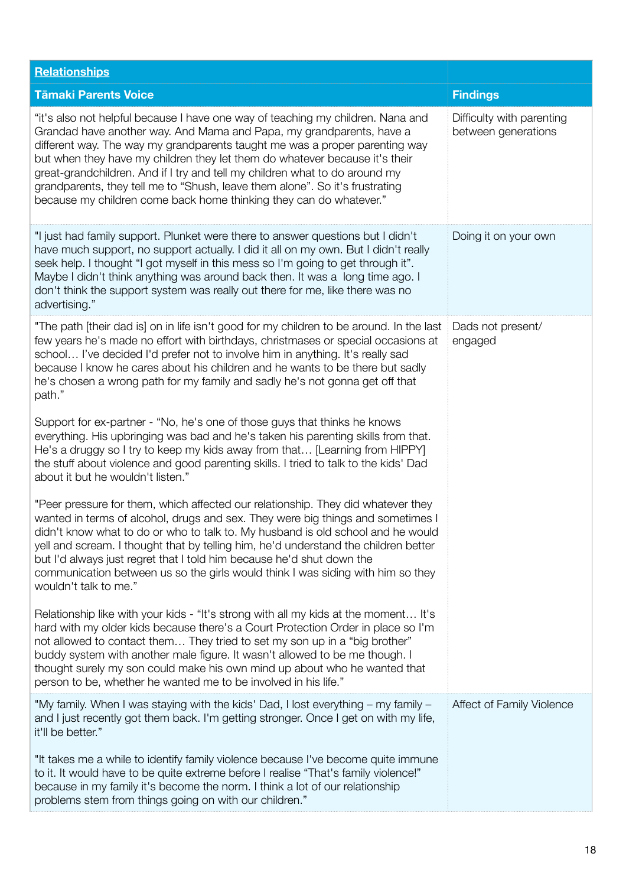| [Relationships](#) | |
|---|---|
| **Tāmaki Parents Voice** | **Findings** |
| "it's also not helpful because I have one way of teaching my children. Nana and Grandad have another way. And Mama and Papa, my grandparents, have a different way. The way my grandparents taught me was a proper parenting way but when they have my children they let them do whatever because it's their great-grandchildren. And if I try and tell my children what to do around my grandparents, they tell me to "Shush, leave them alone". So it's frustrating because my children come back home thinking they can do whatever." | Difficulty with parenting between generations |
| "I just had family support. Plunket were there to answer questions but I didn't have much support, no support actually. I did it all on my own. But I didn't really seek help. I thought "I got myself in this mess so I'm going to get through it". Maybe I didn't think anything was around back then. It was a long time ago. I don't think the support system was really out there for me, like there was no advertising." | Doing it on your own |
| "The path [their dad is] on in life isn't good for my children to be around. In the last few years he's made no effort with birthdays, christmases or special occasions at school… I've decided I'd prefer not to involve him in anything. It's really sad because I know he cares about his children and he wants to be there but sadly he's chosen a wrong path for my family and sadly he's not gonna get off that path."<br><br>Support for ex-partner - "No, he's one of those guys that thinks he knows everything. His upbringing was bad and he's taken his parenting skills from that. He's a druggy so I try to keep my kids away from that… [Learning from HIPPY] the stuff about violence and good parenting skills. I tried to talk to the kids' Dad about it but he wouldn't listen."<br><br>"Peer pressure for them, which affected our relationship. They did whatever they wanted in terms of alcohol, drugs and sex. They were big things and sometimes I didn't know what to do or who to talk to. My husband is old school and he would yell and scream. I thought that by telling him, he'd understand the children better but I'd always just regret that I told him because he'd shut down the communication between us so the girls would think I was siding with him so they wouldn't talk to me."<br><br>Relationship like with your kids - "It's strong with all my kids at the moment… It's hard with my older kids because there's a Court Protection Order in place so I'm not allowed to contact them… They tried to set my son up in a "big brother" buddy system with another male figure. It wasn't allowed to be me though. I thought surely my son could make his own mind up about who he wanted that person to be, whether he wanted me to be involved in his life." | Dads not present/ engaged |
| "My family. When I was staying with the kids' Dad, I lost everything – my family – and I just recently got them back. I'm getting stronger. Once I get on with my life, it'll be better."<br><br>"It takes me a while to identify family violence because I've become quite immune to it. It would have to be quite extreme before I realise "That's family violence!" because in my family it's become the norm. I think a lot of our relationship problems stem from things going on with our children." | Affect of Family Violence |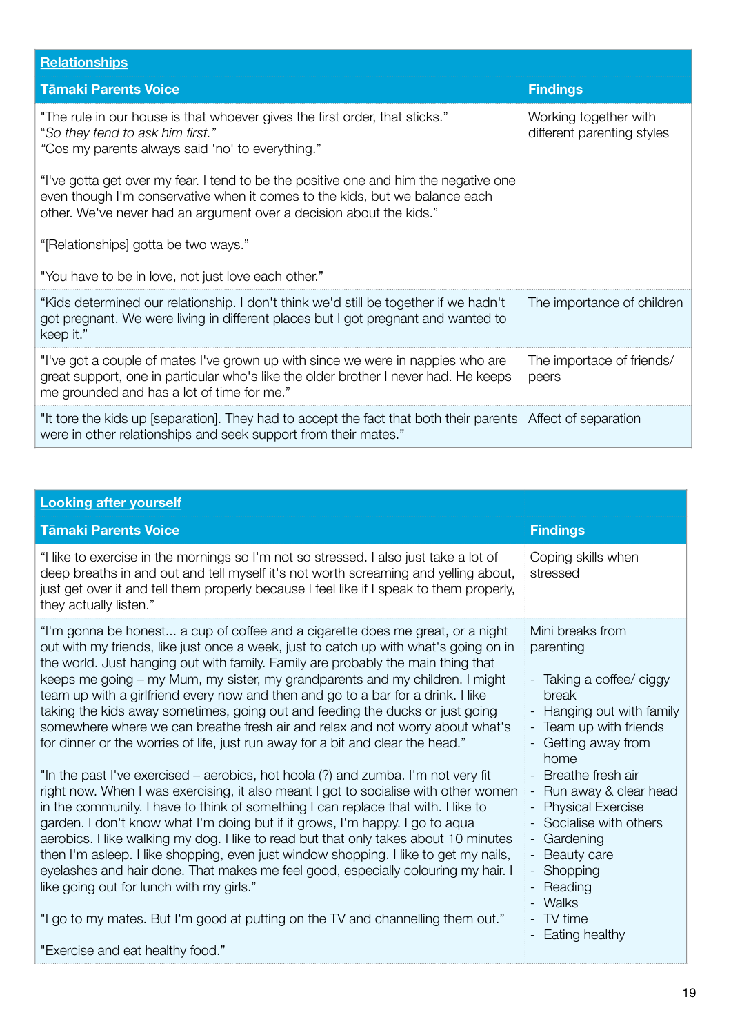| **Relationships** | |
|---|---|
| **Tāmaki Parents Voice** | **Findings** |
| "The rule in our house is that whoever gives the first order, that sticks." "*So they tend to ask him first.*" "Cos my parents always said 'no' to everything." <br><br> "I've gotta get over my fear. I tend to be the positive one and him the negative one even though I'm conservative when it comes to the kids, but we balance each other. We've never had an argument over a decision about the kids." <br><br> "[Relationships] gotta be two ways." <br><br> "You have to be in love, not just love each other." | Working together with different parenting styles |
| "Kids determined our relationship. I don't think we'd still be together if we hadn't got pregnant. We were living in different places but I got pregnant and wanted to keep it." | The importance of children |
| "I've got a couple of mates I've grown up with since we were in nappies who are great support, one in particular who's like the older brother I never had. He keeps me grounded and has a lot of time for me." | The importace of friends/ peers |
| "It tore the kids up [separation]. They had to accept the fact that both their parents were in other relationships and seek support from their mates." | Affect of separation |

| **Looking after yourself** | |
|---|---|
| **Tāmaki Parents Voice** | **Findings** |
| "I like to exercise in the mornings so I'm not so stressed. I also just take a lot of deep breaths in and out and tell myself it's not worth screaming and yelling about, just get over it and tell them properly because I feel like if I speak to them properly, they actually listen." | Coping skills when stressed |
| "I'm gonna be honest... a cup of coffee and a cigarette does me great, or a night out with my friends, like just once a week, just to catch up with what's going on in the world. Just hanging out with family. Family are probably the main thing that keeps me going – my Mum, my sister, my grandparents and my children. I might team up with a girlfriend every now and then and go to a bar for a drink. I like taking the kids away sometimes, going out and feeding the ducks or just going somewhere where we can breathe fresh air and relax and not worry about what's for dinner or the worries of life, just run away for a bit and clear the head." <br><br> "In the past I've exercised – aerobics, hot hoola (?) and zumba. I'm not very fit right now. When I was exercising, it also meant I got to socialise with other women in the community. I have to think of something I can replace that with. I like to garden. I don't know what I'm doing but if it grows, I'm happy. I go to aqua aerobics. I like walking my dog. I like to read but that only takes about 10 minutes then I'm asleep. I like shopping, even just window shopping. I like to get my nails, eyelashes and hair done. That makes me feel good, especially colouring my hair. I like going out for lunch with my girls." <br><br> "I go to my mates. But I'm good at putting on the TV and channelling them out." <br><br> "Exercise and eat healthy food." | Mini breaks from parenting <br><br> - Taking a coffee/ ciggy break <br> - Hanging out with family <br> - Team up with friends <br> - Getting away from home <br> - Breathe fresh air <br> - Run away & clear head <br> - Physical Exercise <br> - Socialise with others <br> - Gardening <br> - Beauty care <br> - Shopping <br> - Reading <br> - Walks <br> - TV time <br> - Eating healthy |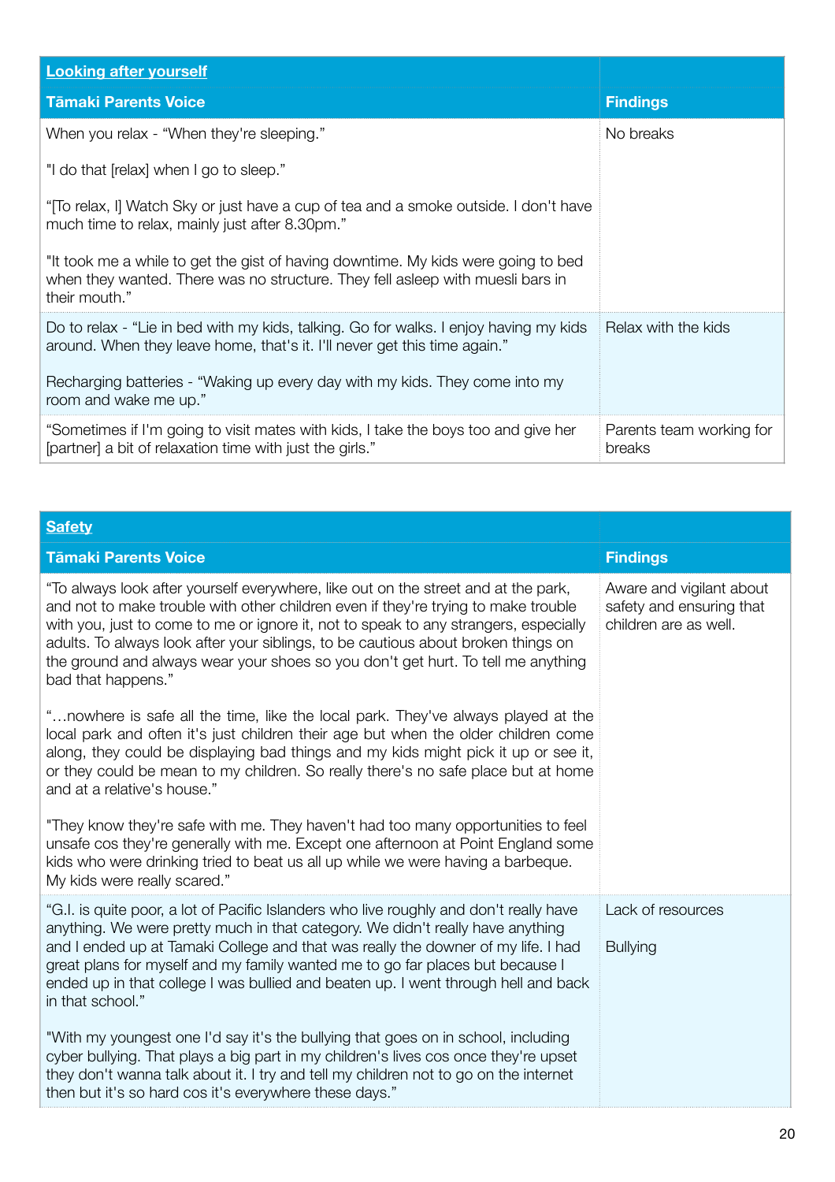| Looking after yourself | |
|---|---|
| **Tāmaki Parents Voice** | **Findings** |
| When you relax - "When they're sleeping."<br><br>"I do that [relax] when I go to sleep."<br><br>"[To relax, I] Watch Sky or just have a cup of tea and a smoke outside. I don't have much time to relax, mainly just after 8.30pm."<br><br>"It took me a while to get the gist of having downtime. My kids were going to bed when they wanted. There was no structure. They fell asleep with muesli bars in their mouth." | No breaks |
| Do to relax - "Lie in bed with my kids, talking. Go for walks. I enjoy having my kids around. When they leave home, that's it. I'll never get this time again."<br><br>Recharging batteries - "Waking up every day with my kids. They come into my room and wake me up." | Relax with the kids |
| "Sometimes if I'm going to visit mates with kids, I take the boys too and give her [partner] a bit of relaxation time with just the girls." | Parents team working for breaks |

| Safety | |
|---|---|
| **Tāmaki Parents Voice** | **Findings** |
| "To always look after yourself everywhere, like out on the street and at the park, and not to make trouble with other children even if they're trying to make trouble with you, just to come to me or ignore it, not to speak to any strangers, especially adults. To always look after your siblings, to be cautious about broken things on the ground and always wear your shoes so you don't get hurt. To tell me anything bad that happens."<br><br>"…nowhere is safe all the time, like the local park. They've always played at the local park and often it's just children their age but when the older children come along, they could be displaying bad things and my kids might pick it up or see it, or they could be mean to my children. So really there's no safe place but at home and at a relative's house."<br><br>"They know they're safe with me. They haven't had too many opportunities to feel unsafe cos they're generally with me. Except one afternoon at Point England some kids who were drinking tried to beat us all up while we were having a barbeque. My kids were really scared." | Aware and vigilant about safety and ensuring that children are as well. |
| "G.I. is quite poor, a lot of Pacific Islanders who live roughly and don't really have anything. We were pretty much in that category. We didn't really have anything and I ended up at Tamaki College and that was really the downer of my life. I had great plans for myself and my family wanted me to go far places but because I ended up in that college I was bullied and beaten up. I went through hell and back in that school."<br><br>"With my youngest one I'd say it's the bullying that goes on in school, including cyber bullying. That plays a big part in my children's lives cos once they're upset they don't wanna talk about it. I try and tell my children not to go on the internet then but it's so hard cos it's everywhere these days." | Lack of resources<br><br>Bullying |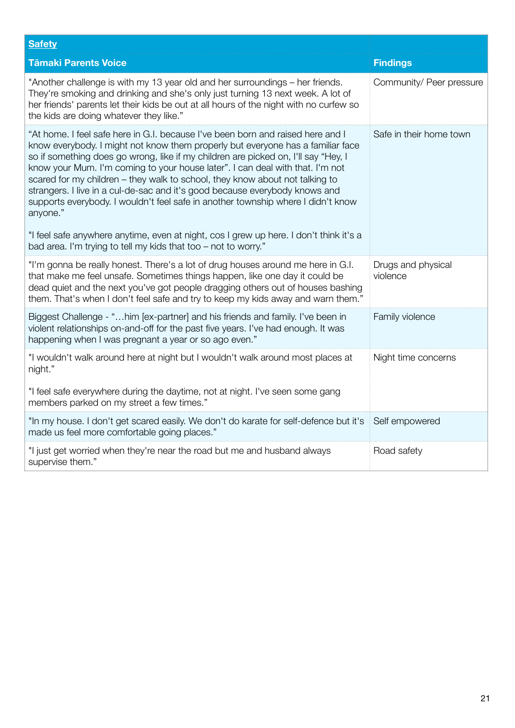| **Safety** | |
|---|---|
| **Tāmaki Parents Voice** | **Findings** |
| "Another challenge is with my 13 year old and her surroundings – her friends. They're smoking and drinking and she's only just turning 13 next week. A lot of her friends' parents let their kids be out at all hours of the night with no curfew so the kids are doing whatever they like." | Community/ Peer pressure |
| "At home. I feel safe here in G.I. because I've been born and raised here and I know everybody. I might not know them properly but everyone has a familiar face so if something does go wrong, like if my children are picked on, I'll say "Hey, I know your Mum. I'm coming to your house later". I can deal with that. I'm not scared for my children – they walk to school, they know about not talking to strangers. I live in a cul-de-sac and it's good because everybody knows and supports everybody. I wouldn't feel safe in another township where I didn't know anyone."<br><br>"I feel safe anywhere anytime, even at night, cos I grew up here. I don't think it's a bad area. I'm trying to tell my kids that too – not to worry." | Safe in their home town |
| "I'm gonna be really honest. There's a lot of drug houses around me here in G.I. that make me feel unsafe. Sometimes things happen, like one day it could be dead quiet and the next you've got people dragging others out of houses bashing them. That's when I don't feel safe and try to keep my kids away and warn them." | Drugs and physical violence |
| Biggest Challenge - "…him [ex-partner] and his friends and family. I've been in violent relationships on-and-off for the past five years. I've had enough. It was happening when I was pregnant a year or so ago even." | Family violence |
| "I wouldn't walk around here at night but I wouldn't walk around most places at night."<br><br>"I feel safe everywhere during the daytime, not at night. I've seen some gang members parked on my street a few times." | Night time concerns |
| "In my house. I don't get scared easily. We don't do karate for self-defence but it's made us feel more comfortable going places." | Self empowered |
| "I just get worried when they're near the road but me and husband always supervise them." | Road safety |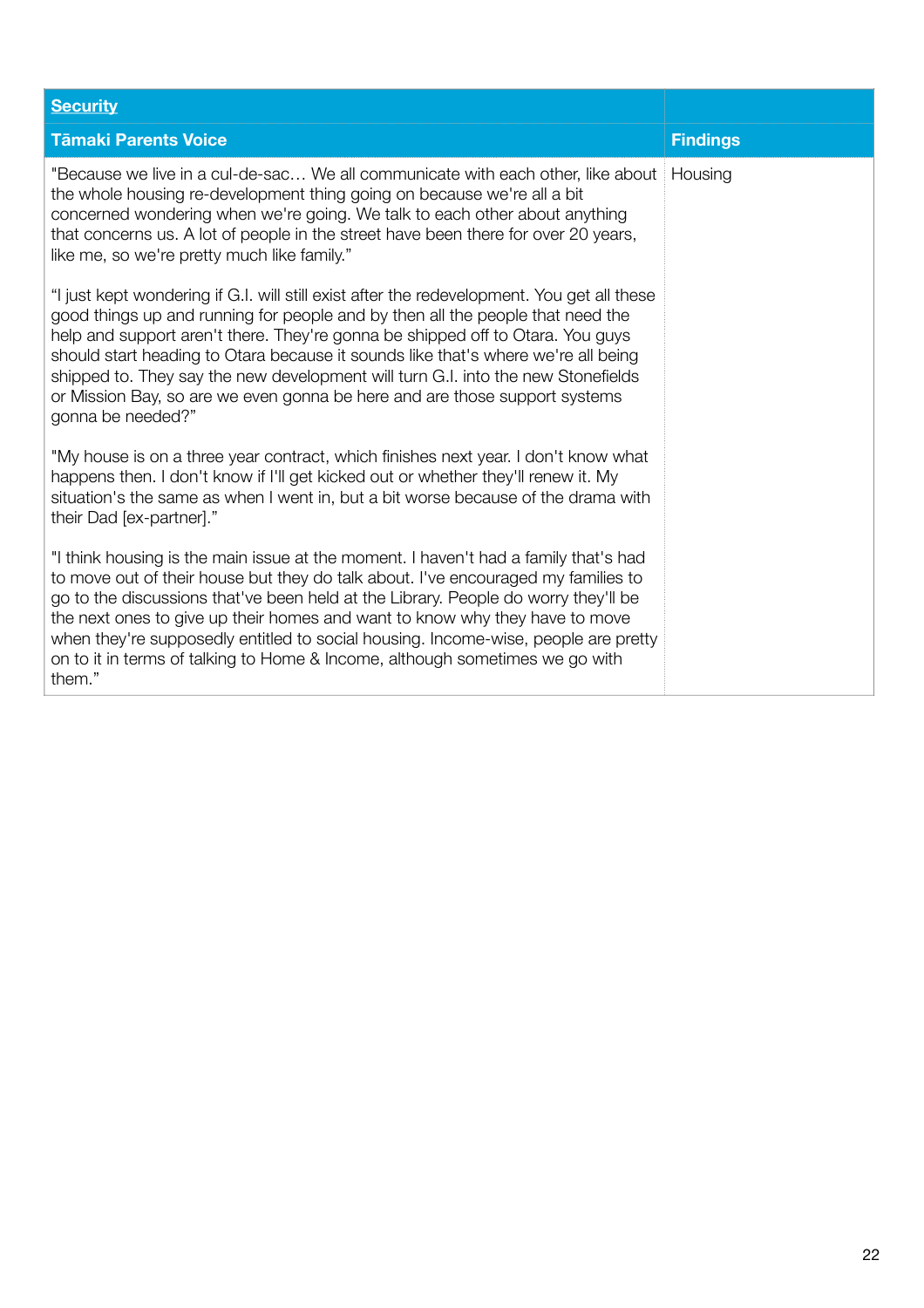| **Security** | |
|---|---|
| **Tāmaki Parents Voice** | **Findings** |
| "Because we live in a cul-de-sac… We all communicate with each other, like about the whole housing re-development thing going on because we're all a bit concerned wondering when we're going. We talk to each other about anything that concerns us. A lot of people in the street have been there for over 20 years, like me, so we're pretty much like family."<br><br>"I just kept wondering if G.I. will still exist after the redevelopment. You get all these good things up and running for people and by then all the people that need the help and support aren't there. They're gonna be shipped off to Otara. You guys should start heading to Otara because it sounds like that's where we're all being shipped to. They say the new development will turn G.I. into the new Stonefields or Mission Bay, so are we even gonna be here and are those support systems gonna be needed?"<br><br>"My house is on a three year contract, which finishes next year. I don't know what happens then. I don't know if I'll get kicked out or whether they'll renew it. My situation's the same as when I went in, but a bit worse because of the drama with their Dad [ex-partner]."<br><br>"I think housing is the main issue at the moment. I haven't had a family that's had to move out of their house but they do talk about. I've encouraged my families to go to the discussions that've been held at the Library. People do worry they'll be the next ones to give up their homes and want to know why they have to move when they're supposedly entitled to social housing. Income-wise, people are pretty on to it in terms of talking to Home & Income, although sometimes we go with them." | Housing |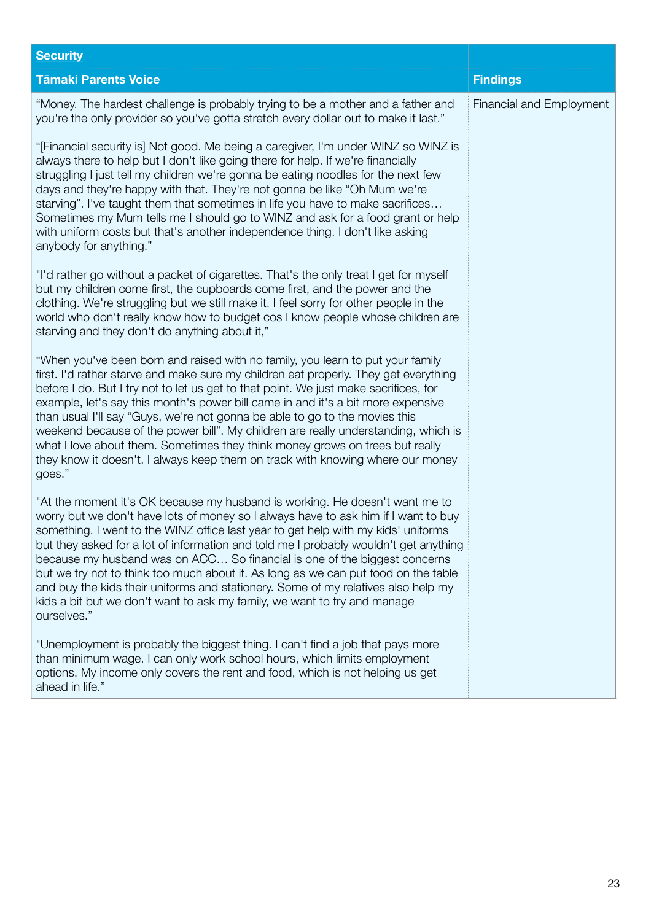| **Security** | |
|---|---|
| **Tāmaki Parents Voice** | **Findings** |
| “Money. The hardest challenge is probably trying to be a mother and a father and you're the only provider so you've gotta stretch every dollar out to make it last.”<br><br>“[Financial security is] Not good. Me being a caregiver, I'm under WINZ so WINZ is always there to help but I don't like going there for help. If we're financially struggling I just tell my children we're gonna be eating noodles for the next few days and they're happy with that. They're not gonna be like “Oh Mum we're starving”. I've taught them that sometimes in life you have to make sacrifices… Sometimes my Mum tells me I should go to WINZ and ask for a food grant or help with uniform costs but that's another independence thing. I don't like asking anybody for anything.”<br><br>"I'd rather go without a packet of cigarettes. That's the only treat I get for myself but my children come first, the cupboards come first, and the power and the clothing. We're struggling but we still make it. I feel sorry for other people in the world who don't really know how to budget cos I know people whose children are starving and they don't do anything about it,”<br><br>“When you've been born and raised with no family, you learn to put your family first. I'd rather starve and make sure my children eat properly. They get everything before I do. But I try not to let us get to that point. We just make sacrifices, for example, let's say this month's power bill came in and it's a bit more expensive than usual I'll say “Guys, we're not gonna be able to go to the movies this weekend because of the power bill”. My children are really understanding, which is what I love about them. Sometimes they think money grows on trees but really they know it doesn't. I always keep them on track with knowing where our money goes.”<br><br>"At the moment it's OK because my husband is working. He doesn't want me to worry but we don't have lots of money so I always have to ask him if I want to buy something. I went to the WINZ office last year to get help with my kids' uniforms but they asked for a lot of information and told me I probably wouldn't get anything because my husband was on ACC… So financial is one of the biggest concerns but we try not to think too much about it. As long as we can put food on the table and buy the kids their uniforms and stationery. Some of my relatives also help my kids a bit but we don't want to ask my family, we want to try and manage ourselves.”<br><br>"Unemployment is probably the biggest thing. I can't find a job that pays more than minimum wage. I can only work school hours, which limits employment options. My income only covers the rent and food, which is not helping us get ahead in life.” | Financial and Employment |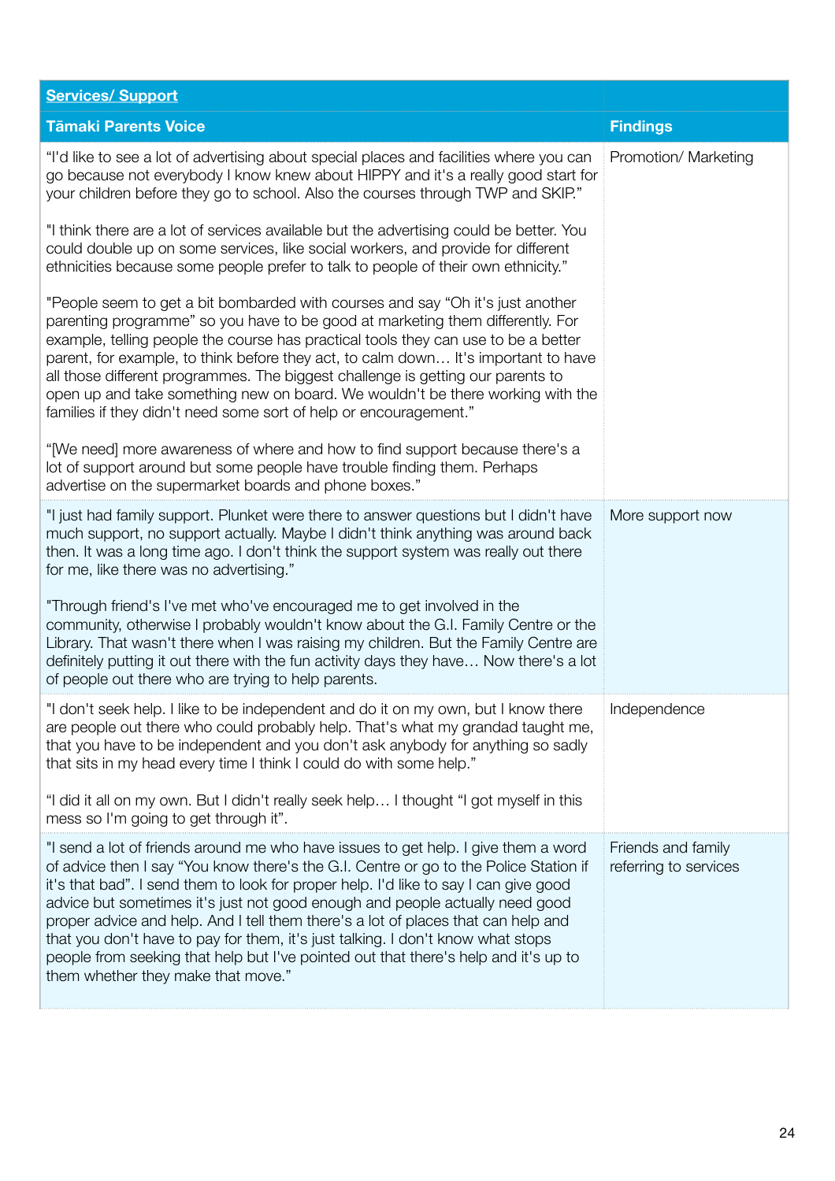| Services/ Support | |
|---|---|
| **Tāmaki Parents Voice** | **Findings** |
| "I'd like to see a lot of advertising about special places and facilities where you can go because not everybody I know knew about HIPPY and it's a really good start for your children before they go to school. Also the courses through TWP and SKIP."<br><br>"I think there are a lot of services available but the advertising could be better. You could double up on some services, like social workers, and provide for different ethnicities because some people prefer to talk to people of their own ethnicity."<br><br>"People seem to get a bit bombarded with courses and say "Oh it's just another parenting programme" so you have to be good at marketing them differently. For example, telling people the course has practical tools they can use to be a better parent, for example, to think before they act, to calm down… It's important to have all those different programmes. The biggest challenge is getting our parents to open up and take something new on board. We wouldn't be there working with the families if they didn't need some sort of help or encouragement."<br><br>"[We need] more awareness of where and how to find support because there's a lot of support around but some people have trouble finding them. Perhaps advertise on the supermarket boards and phone boxes." | Promotion/ Marketing |
| "I just had family support. Plunket were there to answer questions but I didn't have much support, no support actually. Maybe I didn't think anything was around back then. It was a long time ago. I don't think the support system was really out there for me, like there was no advertising."<br><br>"Through friend's I've met who've encouraged me to get involved in the community, otherwise I probably wouldn't know about the G.I. Family Centre or the Library. That wasn't there when I was raising my children. But the Family Centre are definitely putting it out there with the fun activity days they have… Now there's a lot of people out there who are trying to help parents. | More support now |
| "I don't seek help. I like to be independent and do it on my own, but I know there are people out there who could probably help. That's what my grandad taught me, that you have to be independent and you don't ask anybody for anything so sadly that sits in my head every time I think I could do with some help."<br><br>"I did it all on my own. But I didn't really seek help… I thought "I got myself in this mess so I'm going to get through it". | Independence |
| "I send a lot of friends around me who have issues to get help. I give them a word of advice then I say "You know there's the G.I. Centre or go to the Police Station if it's that bad". I send them to look for proper help. I'd like to say I can give good advice but sometimes it's just not good enough and people actually need good proper advice and help. And I tell them there's a lot of places that can help and that you don't have to pay for them, it's just talking. I don't know what stops people from seeking that help but I've pointed out that there's help and it's up to them whether they make that move." | Friends and family referring to services |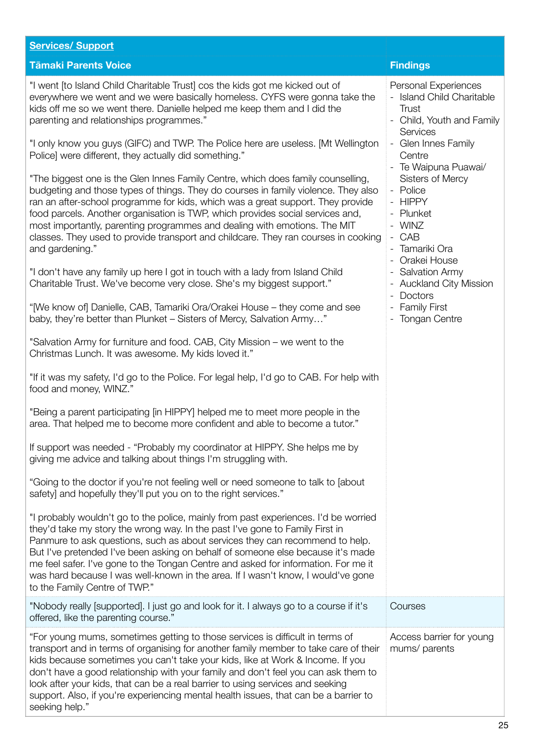| Services/ Support | |
|---|---|
| **Tāmaki Parents Voice** | **Findings** |
| "I went [to Island Child Charitable Trust] cos the kids got me kicked out of everywhere we went and we were basically homeless. CYFS were gonna take the kids off me so we went there. Danielle helped me keep them and I did the parenting and relationships programmes."<br><br>"I only know you guys (GIFC) and TWP. The Police here are useless. [Mt Wellington Police] were different, they actually did something."<br><br>"The biggest one is the Glen Innes Family Centre, which does family counselling, budgeting and those types of things. They do courses in family violence. They also ran an after-school programme for kids, which was a great support. They provide food parcels. Another organisation is TWP, which provides social services and, most importantly, parenting programmes and dealing with emotions. The MIT classes. They used to provide transport and childcare. They ran courses in cooking and gardening."<br><br>"I don't have any family up here I got in touch with a lady from Island Child Charitable Trust. We've become very close. She's my biggest support."<br><br>"[We know of] Danielle, CAB, Tamariki Ora/Orakei House – they come and see baby, they're better than Plunket – Sisters of Mercy, Salvation Army…"<br><br>"Salvation Army for furniture and food. CAB, City Mission – we went to the Christmas Lunch. It was awesome. My kids loved it."<br><br>"If it was my safety, I'd go to the Police. For legal help, I'd go to CAB. For help with food and money, WINZ."<br><br>"Being a parent participating [in HIPPY] helped me to meet more people in the area. That helped me to become more confident and able to become a tutor."<br><br>If support was needed - "Probably my coordinator at HIPPY. She helps me by giving me advice and talking about things I'm struggling with.<br><br>"Going to the doctor if you're not feeling well or need someone to talk to [about safety] and hopefully they'll put you on to the right services."<br><br>"I probably wouldn't go to the police, mainly from past experiences. I'd be worried they'd take my story the wrong way. In the past I've gone to Family First in Panmure to ask questions, such as about services they can recommend to help. But I've pretended I've been asking on behalf of someone else because it's made me feel safer. I've gone to the Tongan Centre and asked for information. For me it was hard because I was well-known in the area. If I wasn't know, I would've gone to the Family Centre of TWP." | Personal Experiences<br>- Island Child Charitable Trust<br>- Child, Youth and Family Services<br>- Glen Innes Family Centre<br>- Te Waipuna Puawai/ Sisters of Mercy<br>- Police<br>- HIPPY<br>- Plunket<br>- WINZ<br>- CAB<br>- Tamariki Ora<br>- Orakei House<br>- Salvation Army<br>- Auckland City Mission<br>- Doctors<br>- Family First<br>- Tongan Centre |
| "Nobody really [supported]. I just go and look for it. I always go to a course if it's offered, like the parenting course." | Courses |
| "For young mums, sometimes getting to those services is difficult in terms of transport and in terms of organising for another family member to take care of their kids because sometimes you can't take your kids, like at Work & Income. If you don't have a good relationship with your family and don't feel you can ask them to look after your kids, that can be a real barrier to using services and seeking support. Also, if you're experiencing mental health issues, that can be a barrier to seeking help." | Access barrier for young mums/ parents |